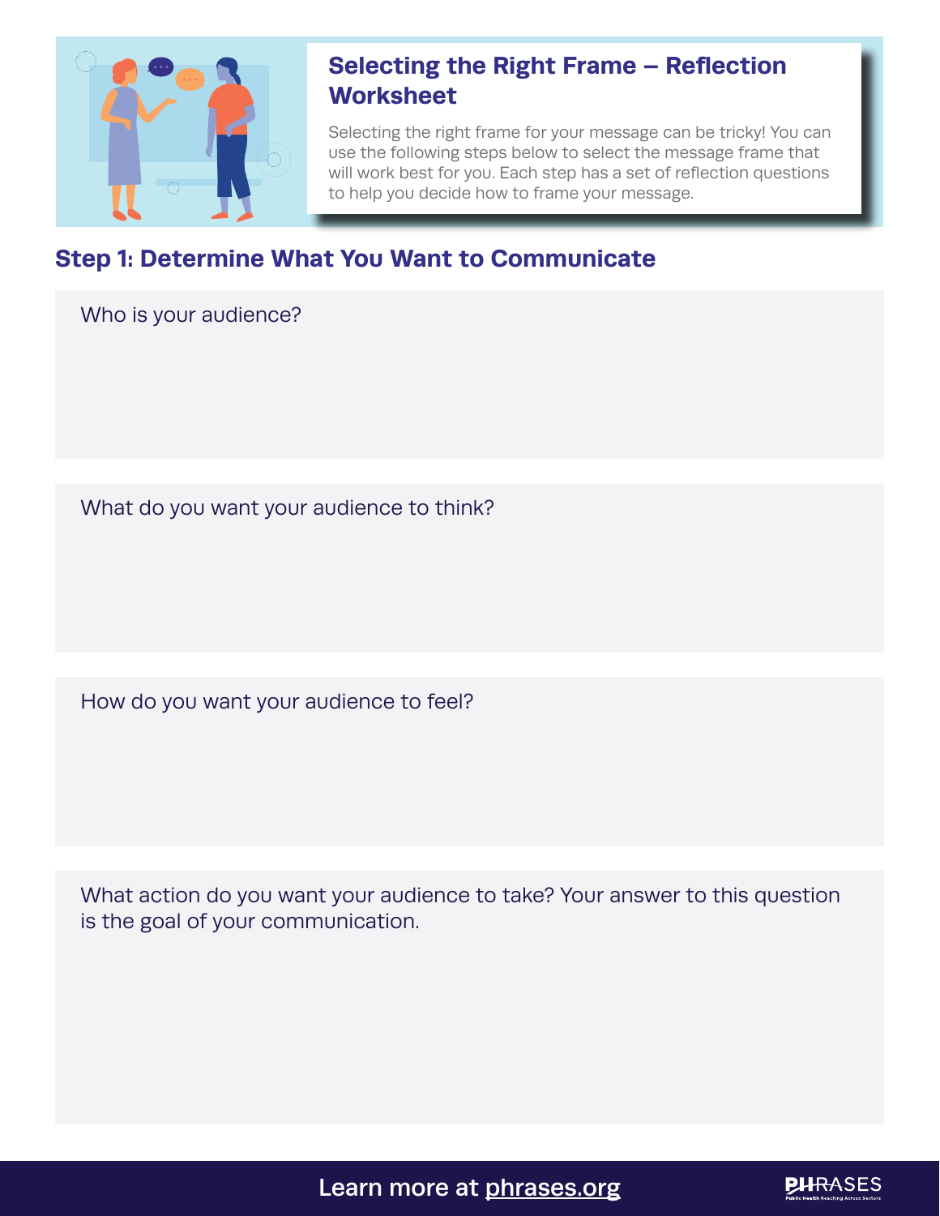# Selecting the Right Frame – Reflection Worksheet

Selecting the right frame for your message can be tricky! You can use the following steps below to select the message frame that will work best for you. Each step has a set of reflection questions to help you decide how to frame your message.

## Step 1: Determine What You Want to Communicate

Who is your audience?

What do you want your audience to think?

How do you want your audience to feel?

What action do you want your audience to take? Your answer to this question is the goal of your communication.

Learn more at phrases.org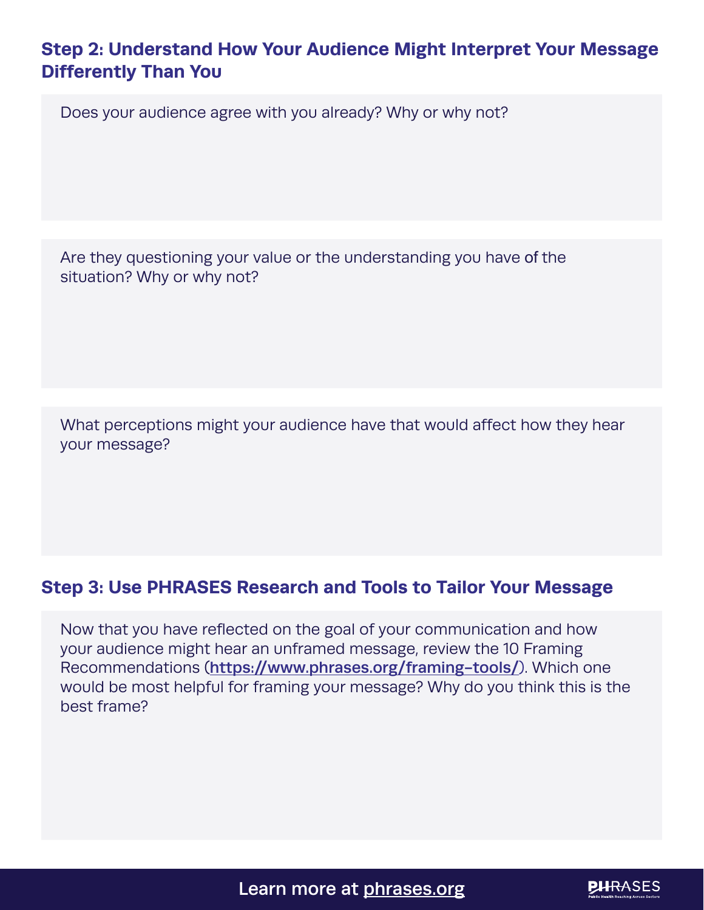## Step 2: Understand How Your Audience Might Interpret Your Message Differently Than You

Does your audience agree with you already? Why or why not?

Are they questioning your value or the understanding you have of the situation? Why or why not?

What perceptions might your audience have that would affect how they hear your message?

## Step 3: Use PHRASES Research and Tools to Tailor Your Message

Now that you have reflected on the goal of your communication and how your audience might hear an unframed message, review the 10 Framing Recommendations (https://www.phrases.org/framing-tools/). Which one would be most helpful for framing your message? Why do you think this is the best frame?

Learn more at phrases.org